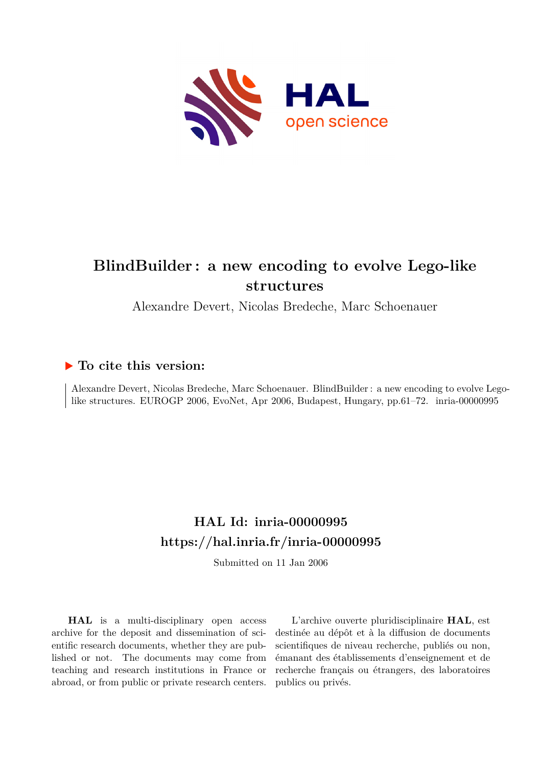# BlindBuilder : a new encoding to evolve Lego-like structures

Alexandre Devert, Nicolas Bredeche, Marc Schoenauer

## ▶ To cite this version:

Alexandre Devert, Nicolas Bredeche, Marc Schoenauer. BlindBuilder : a new encoding to evolve Lego-like structures. EUROGP 2006, EvoNet, Apr 2006, Budapest, Hungary, pp.61–72. inria-00000995

## HAL Id: inria-00000995
## https://hal.inria.fr/inria-00000995

Submitted on 11 Jan 2006

**HAL** is a multi-disciplinary open access archive for the deposit and dissemination of scientific research documents, whether they are published or not. The documents may come from teaching and research institutions in France or abroad, or from public or private research centers.

L'archive ouverte pluridisciplinaire **HAL**, est destinée au dépôt et à la diffusion de documents scientifiques de niveau recherche, publiés ou non, émanant des établissements d'enseignement et de recherche français ou étrangers, des laboratoires publics ou privés.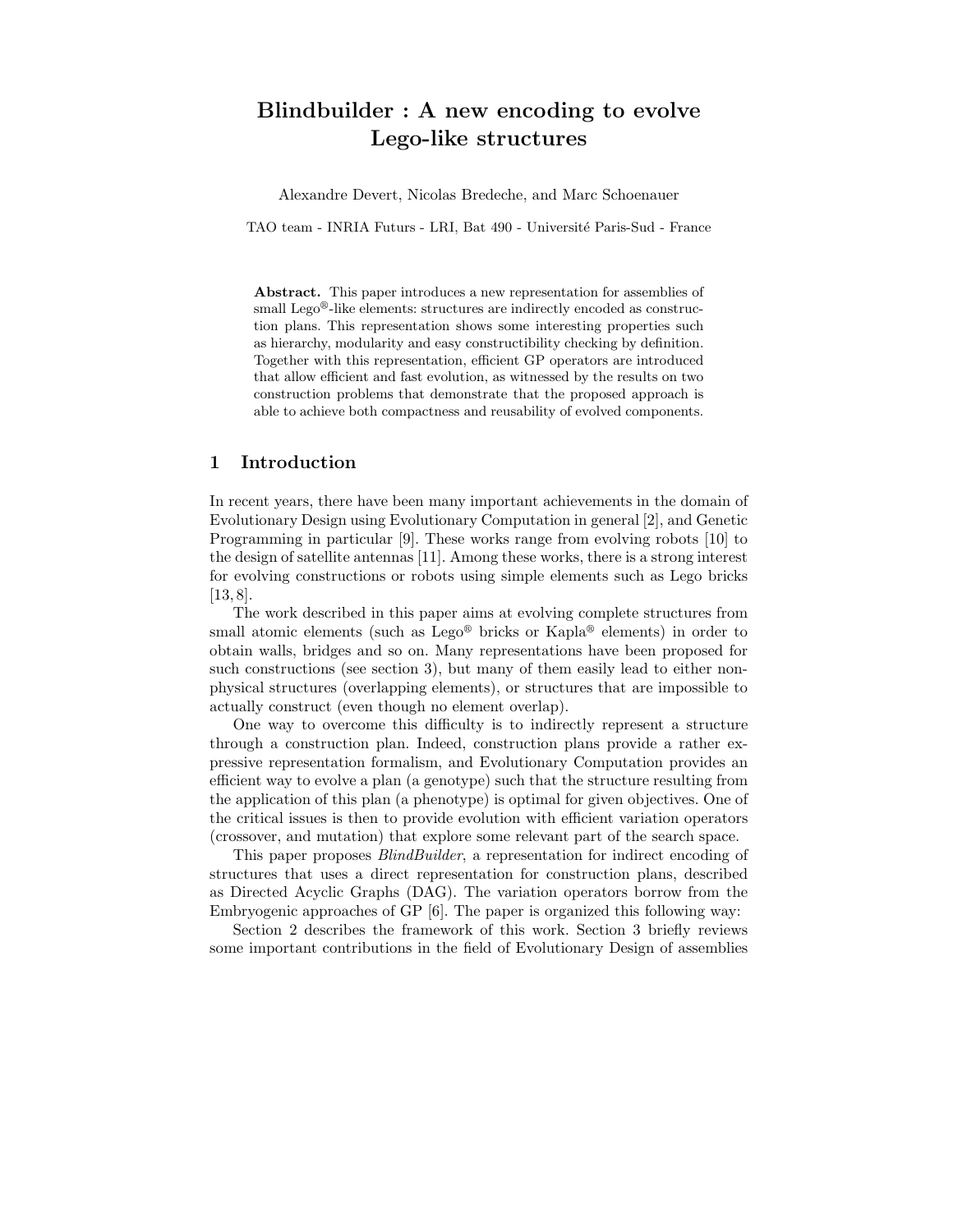# Blindbuilder : A new encoding to evolve Lego-like structures

Alexandre Devert, Nicolas Bredeche, and Marc Schoenauer

TAO team - INRIA Futurs - LRI, Bat 490 - Université Paris-Sud - France

**Abstract.** This paper introduces a new representation for assemblies of small Lego®-like elements: structures are indirectly encoded as construction plans. This representation shows some interesting properties such as hierarchy, modularity and easy constructibility checking by definition. Together with this representation, efficient GP operators are introduced that allow efficient and fast evolution, as witnessed by the results on two construction problems that demonstrate that the proposed approach is able to achieve both compactness and reusability of evolved components.

## 1 Introduction

In recent years, there have been many important achievements in the domain of Evolutionary Design using Evolutionary Computation in general [2], and Genetic Programming in particular [9]. These works range from evolving robots [10] to the design of satellite antennas [11]. Among these works, there is a strong interest for evolving constructions or robots using simple elements such as Lego bricks [13, 8].

The work described in this paper aims at evolving complete structures from small atomic elements (such as Lego® bricks or Kapla® elements) in order to obtain walls, bridges and so on. Many representations have been proposed for such constructions (see section 3), but many of them easily lead to either non-physical structures (overlapping elements), or structures that are impossible to actually construct (even though no element overlap).

One way to overcome this difficulty is to indirectly represent a structure through a construction plan. Indeed, construction plans provide a rather expressive representation formalism, and Evolutionary Computation provides an efficient way to evolve a plan (a genotype) such that the structure resulting from the application of this plan (a phenotype) is optimal for given objectives. One of the critical issues is then to provide evolution with efficient variation operators (crossover, and mutation) that explore some relevant part of the search space.

This paper proposes *BlindBuilder*, a representation for indirect encoding of structures that uses a direct representation for construction plans, described as Directed Acyclic Graphs (DAG). The variation operators borrow from the Embryogenic approaches of GP [6]. The paper is organized this following way:

Section 2 describes the framework of this work. Section 3 briefly reviews some important contributions in the field of Evolutionary Design of assemblies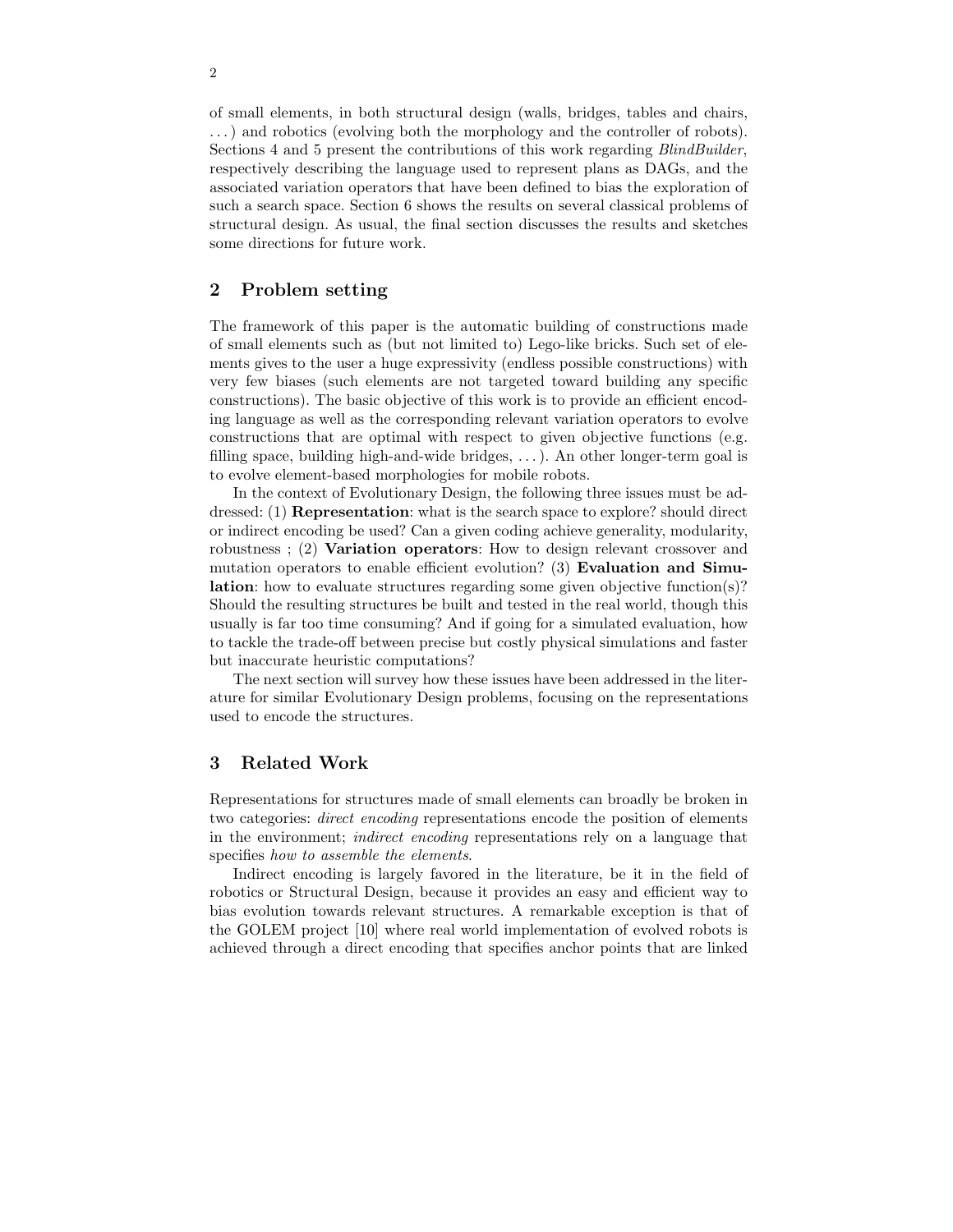of small elements, in both structural design (walls, bridges, tables and chairs, ...) and robotics (evolving both the morphology and the controller of robots). Sections 4 and 5 present the contributions of this work regarding *BlindBuilder*, respectively describing the language used to represent plans as DAGs, and the associated variation operators that have been defined to bias the exploration of such a search space. Section 6 shows the results on several classical problems of structural design. As usual, the final section discusses the results and sketches some directions for future work.

## 2 Problem setting

The framework of this paper is the automatic building of constructions made of small elements such as (but not limited to) Lego-like bricks. Such set of elements gives to the user a huge expressivity (endless possible constructions) with very few biases (such elements are not targeted toward building any specific constructions). The basic objective of this work is to provide an efficient encoding language as well as the corresponding relevant variation operators to evolve constructions that are optimal with respect to given objective functions (e.g. filling space, building high-and-wide bridges, ...). An other longer-term goal is to evolve element-based morphologies for mobile robots.

In the context of Evolutionary Design, the following three issues must be addressed: (1) **Representation**: what is the search space to explore? should direct or indirect encoding be used? Can a given coding achieve generality, modularity, robustness ; (2) **Variation operators**: How to design relevant crossover and mutation operators to enable efficient evolution? (3) **Evaluation and Simulation**: how to evaluate structures regarding some given objective function(s)? Should the resulting structures be built and tested in the real world, though this usually is far too time consuming? And if going for a simulated evaluation, how to tackle the trade-off between precise but costly physical simulations and faster but inaccurate heuristic computations?

The next section will survey how these issues have been addressed in the literature for similar Evolutionary Design problems, focusing on the representations used to encode the structures.

## 3 Related Work

Representations for structures made of small elements can broadly be broken in two categories: *direct encoding* representations encode the position of elements in the environment; *indirect encoding* representations rely on a language that specifies *how to assemble the elements*.

Indirect encoding is largely favored in the literature, be it in the field of robotics or Structural Design, because it provides an easy and efficient way to bias evolution towards relevant structures. A remarkable exception is that of the GOLEM project [10] where real world implementation of evolved robots is achieved through a direct encoding that specifies anchor points that are linked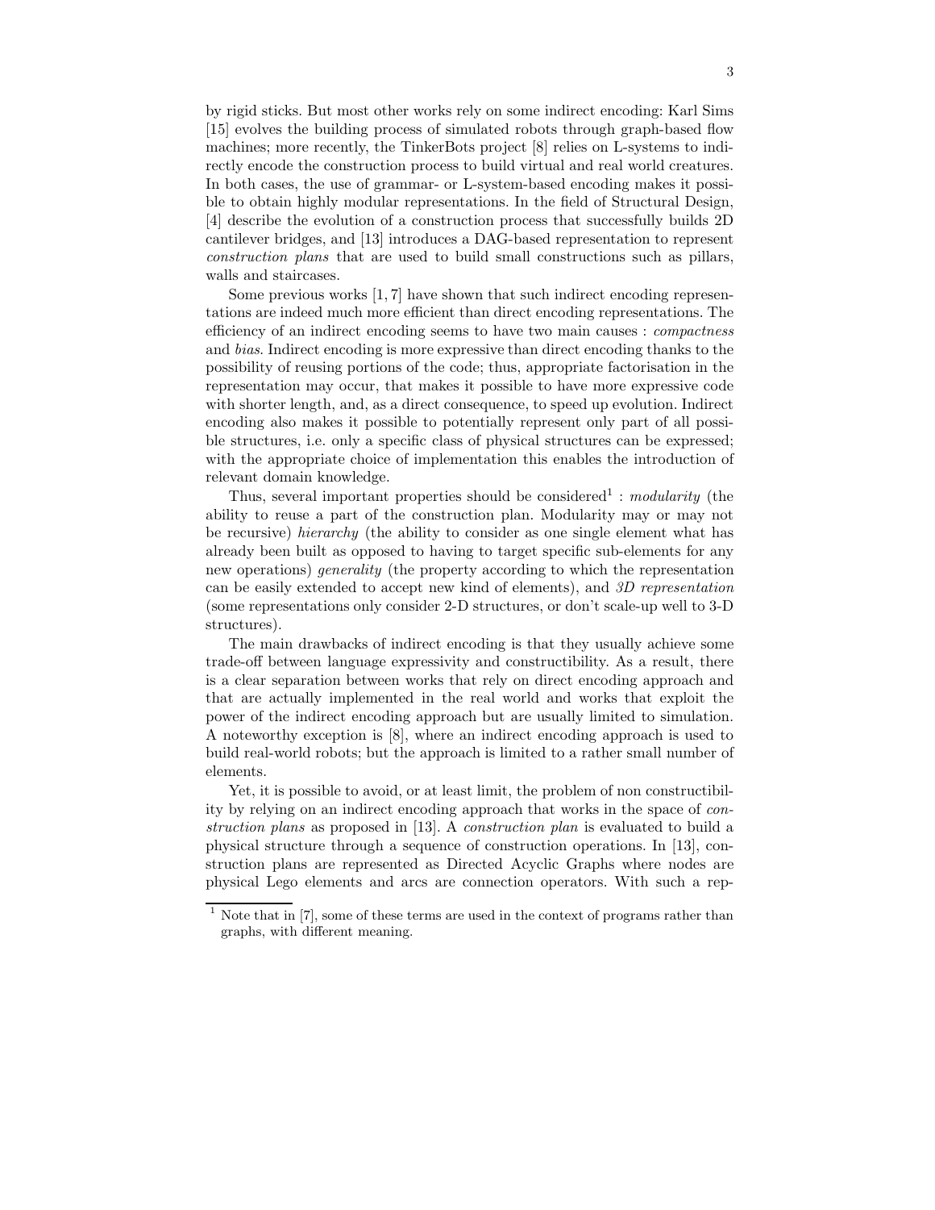by rigid sticks. But most other works rely on some indirect encoding: Karl Sims [15] evolves the building process of simulated robots through graph-based flow machines; more recently, the TinkerBots project [8] relies on L-systems to indirectly encode the construction process to build virtual and real world creatures. In both cases, the use of grammar- or L-system-based encoding makes it possible to obtain highly modular representations. In the field of Structural Design, [4] describe the evolution of a construction process that successfully builds 2D cantilever bridges, and [13] introduces a DAG-based representation to represent *construction plans* that are used to build small constructions such as pillars, walls and staircases.

Some previous works [1, 7] have shown that such indirect encoding representations are indeed much more efficient than direct encoding representations. The efficiency of an indirect encoding seems to have two main causes : *compactness* and *bias*. Indirect encoding is more expressive than direct encoding thanks to the possibility of reusing portions of the code; thus, appropriate factorisation in the representation may occur, that makes it possible to have more expressive code with shorter length, and, as a direct consequence, to speed up evolution. Indirect encoding also makes it possible to potentially represent only part of all possible structures, i.e. only a specific class of physical structures can be expressed; with the appropriate choice of implementation this enables the introduction of relevant domain knowledge.

Thus, several important properties should be considered[1] : *modularity* (the ability to reuse a part of the construction plan. Modularity may or may not be recursive) *hierarchy* (the ability to consider as one single element what has already been built as opposed to having to target specific sub-elements for any new operations) *generality* (the property according to which the representation can be easily extended to accept new kind of elements), and *3D representation* (some representations only consider 2-D structures, or don't scale-up well to 3-D structures).

The main drawbacks of indirect encoding is that they usually achieve some trade-off between language expressivity and constructibility. As a result, there is a clear separation between works that rely on direct encoding approach and that are actually implemented in the real world and works that exploit the power of the indirect encoding approach but are usually limited to simulation. A noteworthy exception is [8], where an indirect encoding approach is used to build real-world robots; but the approach is limited to a rather small number of elements.

Yet, it is possible to avoid, or at least limit, the problem of non constructibility by relying on an indirect encoding approach that works in the space of *construction plans* as proposed in [13]. A *construction plan* is evaluated to build a physical structure through a sequence of construction operations. In [13], construction plans are represented as Directed Acyclic Graphs where nodes are physical Lego elements and arcs are connection operators. With such a rep-

[1] Note that in [7], some of these terms are used in the context of programs rather than graphs, with different meaning.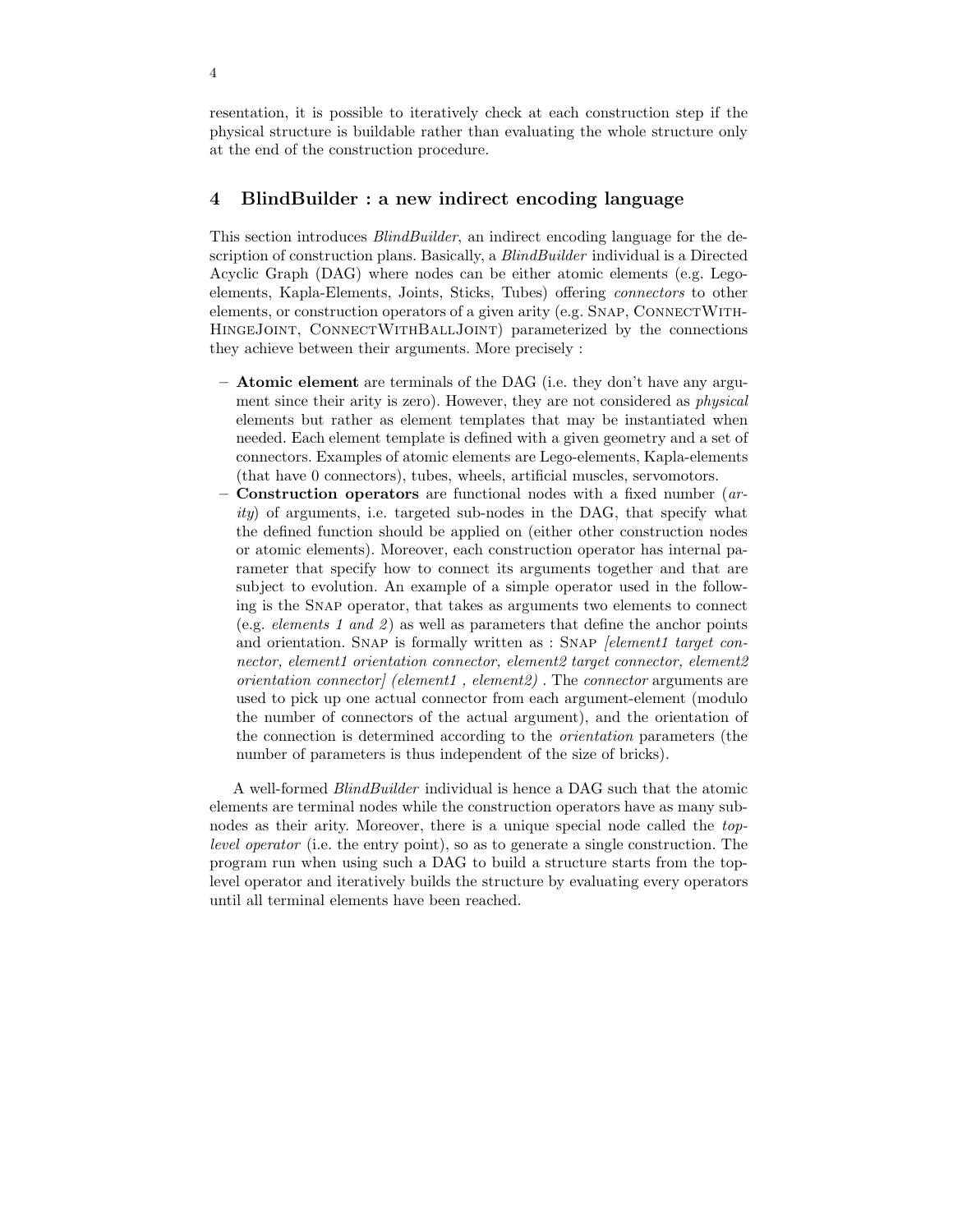resentation, it is possible to iteratively check at each construction step if the physical structure is buildable rather than evaluating the whole structure only at the end of the construction procedure.

## 4 BlindBuilder : a new indirect encoding language

This section introduces *BlindBuilder*, an indirect encoding language for the description of construction plans. Basically, a *BlindBuilder* individual is a Directed Acyclic Graph (DAG) where nodes can be either atomic elements (e.g. Lego-elements, Kapla-Elements, Joints, Sticks, Tubes) offering *connectors* to other elements, or construction operators of a given arity (e.g. SNAP, CONNECTWITHHINGEJOINT, CONNECTWITHBALLJOINT) parameterized by the connections they achieve between their arguments. More precisely :

- **Atomic element** are terminals of the DAG (i.e. they don't have any argument since their arity is zero). However, they are not considered as *physical* elements but rather as element templates that may be instantiated when needed. Each element template is defined with a given geometry and a set of connectors. Examples of atomic elements are Lego-elements, Kapla-elements (that have 0 connectors), tubes, wheels, artificial muscles, servomotors.
- **Construction operators** are functional nodes with a fixed number (*arity*) of arguments, i.e. targeted sub-nodes in the DAG, that specify what the defined function should be applied on (either other construction nodes or atomic elements). Moreover, each construction operator has internal parameter that specify how to connect its arguments together and that are subject to evolution. An example of a simple operator used in the following is the SNAP operator, that takes as arguments two elements to connect (e.g. *elements 1 and 2*) as well as parameters that define the anchor points and orientation. SNAP is formally written as : SNAP *[element1 target connector, element1 orientation connector, element2 target connector, element2 orientation connector] (element1 , element2)* . The *connector* arguments are used to pick up one actual connector from each argument-element (modulo the number of connectors of the actual argument), and the orientation of the connection is determined according to the *orientation* parameters (the number of parameters is thus independent of the size of bricks).

A well-formed *BlindBuilder* individual is hence a DAG such that the atomic elements are terminal nodes while the construction operators have as many subnodes as their arity. Moreover, there is a unique special node called the *top-level operator* (i.e. the entry point), so as to generate a single construction. The program run when using such a DAG to build a structure starts from the top-level operator and iteratively builds the structure by evaluating every operators until all terminal elements have been reached.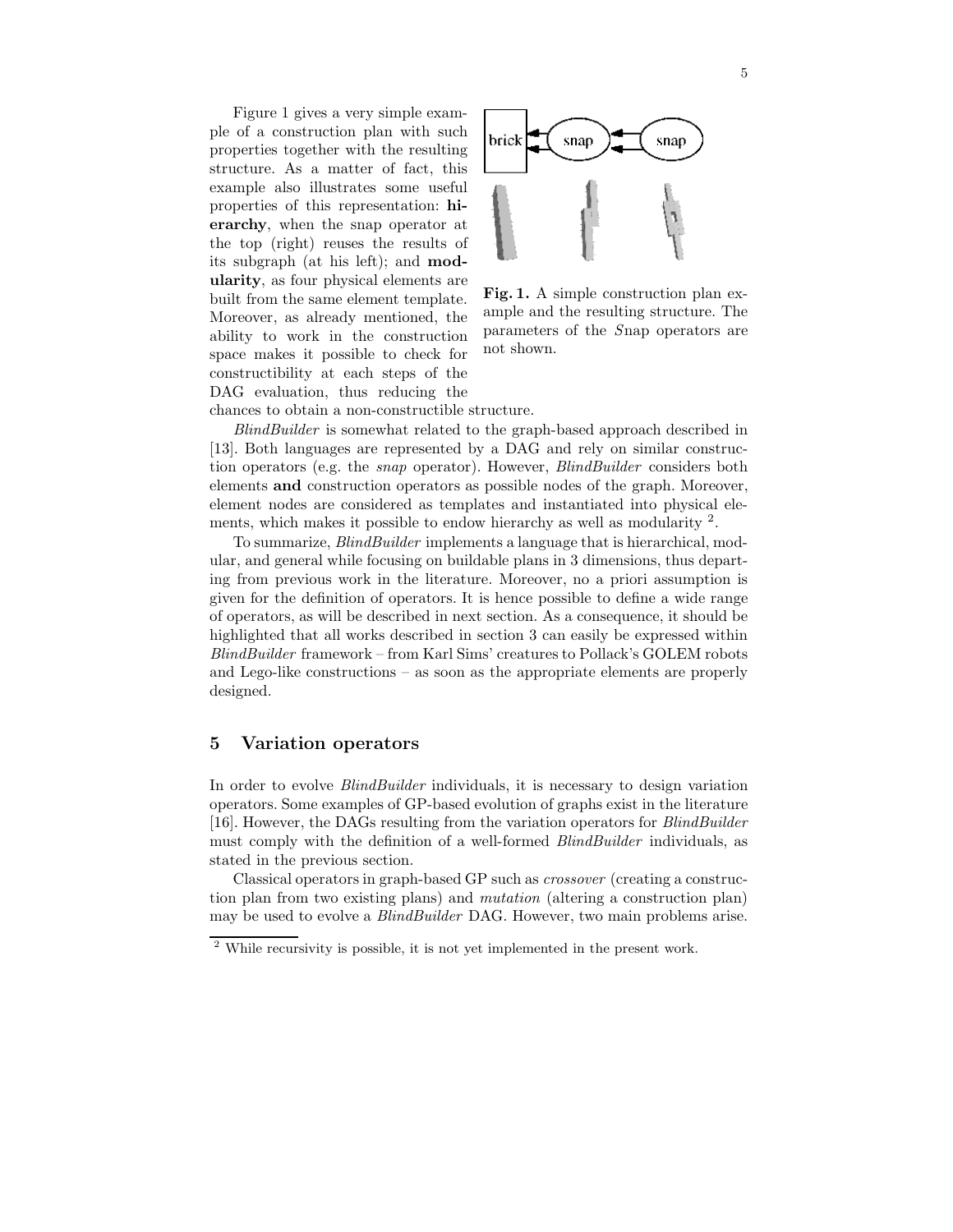Figure 1 gives a very simple example of a construction plan with such properties together with the resulting structure. As a matter of fact, this example also illustrates some useful properties of this representation: **hierarchy**, when the snap operator at the top (right) reuses the results of its subgraph (at his left); and **modularity**, as four physical elements are built from the same element template. Moreover, as already mentioned, the ability to work in the construction space makes it possible to check for constructibility at each steps of the DAG evaluation, thus reducing the chances to obtain a non-constructible structure.

**Fig. 1.** A simple construction plan example and the resulting structure. The parameters of the *S*nap operators are not shown.

*BlindBuilder* is somewhat related to the graph-based approach described in [13]. Both languages are represented by a DAG and rely on similar construction operators (e.g. the *snap* operator). However, *BlindBuilder* considers both elements **and** construction operators as possible nodes of the graph. Moreover, element nodes are considered as templates and instantiated into physical elements, which makes it possible to endow hierarchy as well as modularity [2].

To summarize, *BlindBuilder* implements a language that is hierarchical, modular, and general while focusing on buildable plans in 3 dimensions, thus departing from previous work in the literature. Moreover, no a priori assumption is given for the definition of operators. It is hence possible to define a wide range of operators, as will be described in next section. As a consequence, it should be highlighted that all works described in section 3 can easily be expressed within *BlindBuilder* framework – from Karl Sims' creatures to Pollack's GOLEM robots and Lego-like constructions – as soon as the appropriate elements are properly designed.

## 5 Variation operators

In order to evolve *BlindBuilder* individuals, it is necessary to design variation operators. Some examples of GP-based evolution of graphs exist in the literature [16]. However, the DAGs resulting from the variation operators for *BlindBuilder* must comply with the definition of a well-formed *BlindBuilder* individuals, as stated in the previous section.

Classical operators in graph-based GP such as *crossover* (creating a construction plan from two existing plans) and *mutation* (altering a construction plan) may be used to evolve a *BlindBuilder* DAG. However, two main problems arise.

[2] While recursivity is possible, it is not yet implemented in the present work.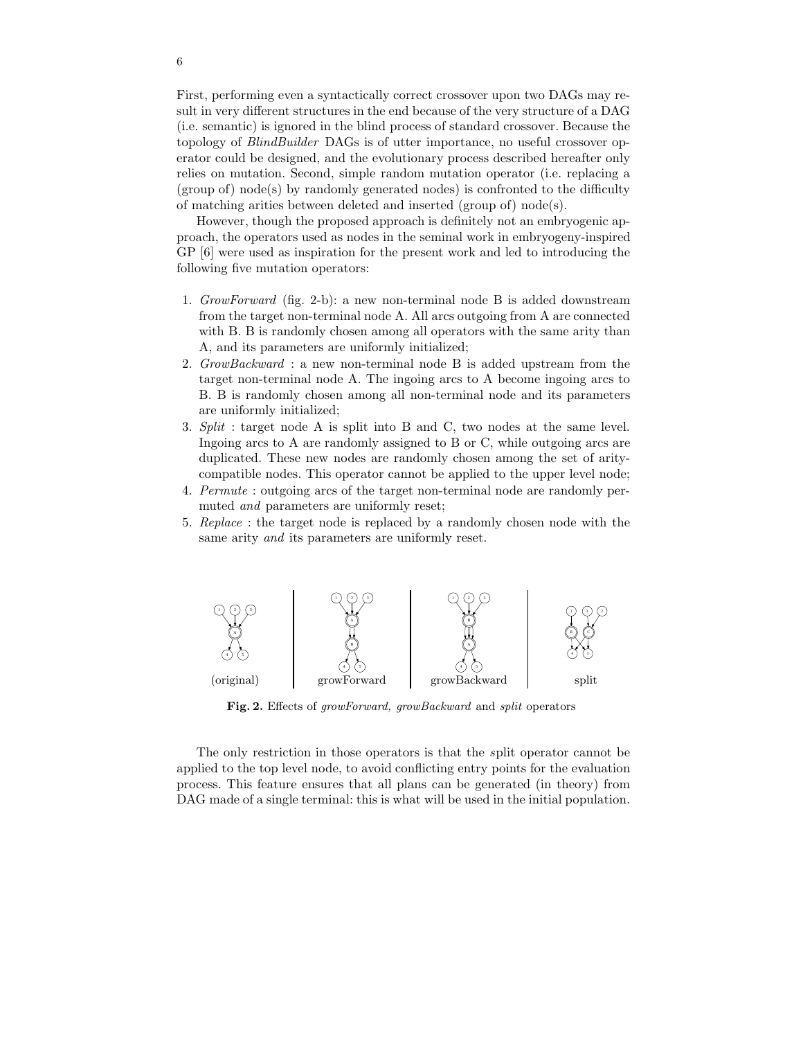First, performing even a syntactically correct crossover upon two DAGs may result in very different structures in the end because of the very structure of a DAG (i.e. semantic) is ignored in the blind process of standard crossover. Because the topology of *BlindBuilder* DAGs is of utter importance, no useful crossover operator could be designed, and the evolutionary process described hereafter only relies on mutation. Second, simple random mutation operator (i.e. replacing a (group of) node(s) by randomly generated nodes) is confronted to the difficulty of matching arities between deleted and inserted (group of) node(s).

However, though the proposed approach is definitely not an embryogenic approach, the operators used as nodes in the seminal work in embryogeny-inspired GP [6] were used as inspiration for the present work and led to introducing the following five mutation operators:

1. *GrowForward* (fig. 2-b): a new non-terminal node B is added downstream from the target non-terminal node A. All arcs outgoing from A are connected with B. B is randomly chosen among all operators with the same arity than A, and its parameters are uniformly initialized;
2. *GrowBackward* : a new non-terminal node B is added upstream from the target non-terminal node A. The ingoing arcs to A become ingoing arcs to B. B is randomly chosen among all non-terminal node and its parameters are uniformly initialized;
3. *Split* : target node A is split into B and C, two nodes at the same level. Ingoing arcs to A are randomly assigned to B or C, while outgoing arcs are duplicated. These new nodes are randomly chosen among the set of arity-compatible nodes. This operator cannot be applied to the upper level node;
4. *Permute* : outgoing arcs of the target non-terminal node are randomly permuted *and* parameters are uniformly reset;
5. *Replace* : the target node is replaced by a randomly chosen node with the same arity *and* its parameters are uniformly reset.

(original) | growForward | growBackward | split

**Fig. 2.** Effects of *growForward, growBackward* and *split* operators

The only restriction in those operators is that the *s*plit operator cannot be applied to the top level node, to avoid conflicting entry points for the evaluation process. This feature ensures that all plans can be generated (in theory) from DAG made of a single terminal: this is what will be used in the initial population.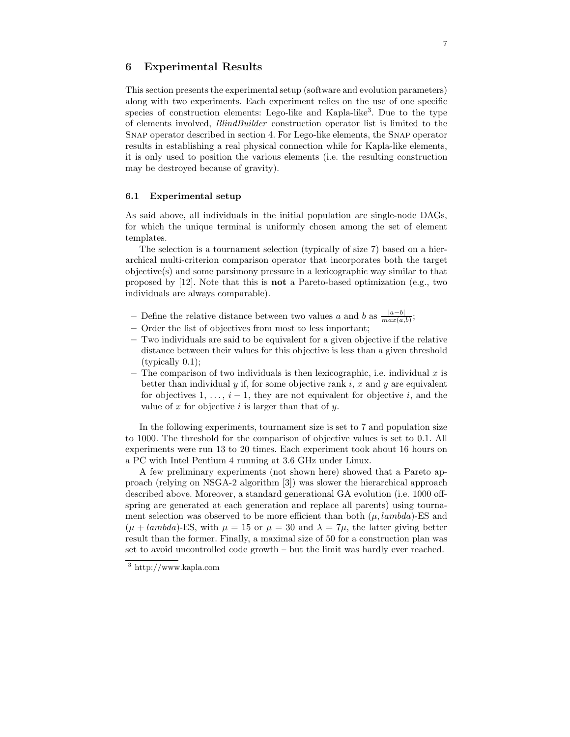## 6 Experimental Results

This section presents the experimental setup (software and evolution parameters) along with two experiments. Each experiment relies on the use of one specific species of construction elements: Lego-like and Kapla-like[3]. Due to the type of elements involved, *BlindBuilder* construction operator list is limited to the Snap operator described in section 4. For Lego-like elements, the Snap operator results in establishing a real physical connection while for Kapla-like elements, it is only used to position the various elements (i.e. the resulting construction may be destroyed because of gravity).

### 6.1 Experimental setup

As said above, all individuals in the initial population are single-node DAGs, for which the unique terminal is uniformly chosen among the set of element templates.

The selection is a tournament selection (typically of size 7) based on a hierarchical multi-criterion comparison operator that incorporates both the target objective(s) and some parsimony pressure in a lexicographic way similar to that proposed by [12]. Note that this is **not** a Pareto-based optimization (e.g., two individuals are always comparable).

- Define the relative distance between two values $a$ and $b$ as $\frac{|a-b|}{max(a,b)}$;
- Order the list of objectives from most to less important;
- Two individuals are said to be equivalent for a given objective if the relative distance between their values for this objective is less than a given threshold (typically 0.1);
- The comparison of two individuals is then lexicographic, i.e. individual $x$ is better than individual $y$ if, for some objective rank $i$, $x$ and $y$ are equivalent for objectives $1, \ldots, i-1$, they are not equivalent for objective $i$, and the value of $x$ for objective $i$ is larger than that of $y$.

In the following experiments, tournament size is set to 7 and population size to 1000. The threshold for the comparison of objective values is set to 0.1. All experiments were run 13 to 20 times. Each experiment took about 16 hours on a PC with Intel Pentium 4 running at 3.6 GHz under Linux.

A few preliminary experiments (not shown here) showed that a Pareto approach (relying on NSGA-2 algorithm [3]) was slower the hierarchical approach described above. Moreover, a standard generational GA evolution (i.e. 1000 offspring are generated at each generation and replace all parents) using tournament selection was observed to be more efficient than both $(\mu, lambda)$-ES and $(\mu + lambda)$-ES, with $\mu = 15$ or $\mu = 30$ and $\lambda = 7\mu$, the latter giving better result than the former. Finally, a maximal size of 50 for a construction plan was set to avoid uncontrolled code growth – but the limit was hardly ever reached.

[3] http://www.kapla.com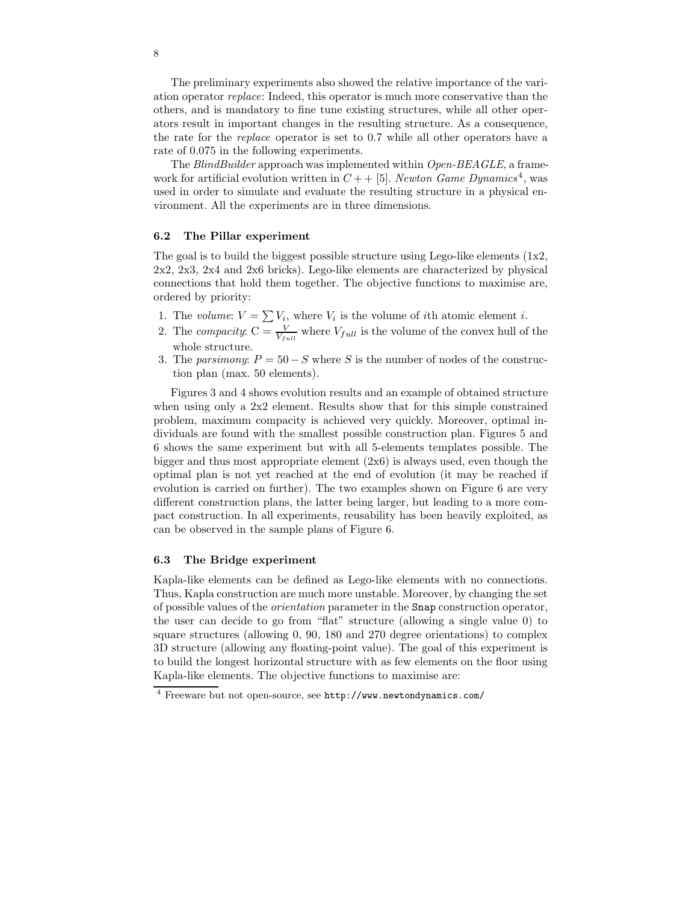The preliminary experiments also showed the relative importance of the variation operator *replace*: Indeed, this operator is much more conservative than the others, and is mandatory to fine tune existing structures, while all other operators result in important changes in the resulting structure. As a consequence, the rate for the *replace* operator is set to 0.7 while all other operators have a rate of 0.075 in the following experiments.

The *BlindBuilder* approach was implemented within *Open-BEAGLE*, a framework for artificial evolution written in $C++$ [5]. *Newton Game Dynamics*[4], was used in order to simulate and evaluate the resulting structure in a physical environment. All the experiments are in three dimensions.

### 6.2 The Pillar experiment

The goal is to build the biggest possible structure using Lego-like elements (1x2, 2x2, 2x3, 2x4 and 2x6 bricks). Lego-like elements are characterized by physical connections that hold them together. The objective functions to maximise are, ordered by priority:

1. The *volume*: $V = \sum V_i$, where $V_i$ is the volume of $i$th atomic element $i$.
2. The *compacity*: $C = \frac{V}{V_{full}}$ where $V_{full}$ is the volume of the convex hull of the whole structure.
3. The *parsimony*: $P = 50 - S$ where $S$ is the number of nodes of the construction plan (max. 50 elements).

Figures 3 and 4 shows evolution results and an example of obtained structure when using only a 2x2 element. Results show that for this simple constrained problem, maximum compacity is achieved very quickly. Moreover, optimal individuals are found with the smallest possible construction plan. Figures 5 and 6 shows the same experiment but with all 5-elements templates possible. The bigger and thus most appropriate element (2x6) is always used, even though the optimal plan is not yet reached at the end of evolution (it may be reached if evolution is carried on further). The two examples shown on Figure 6 are very different construction plans, the latter being larger, but leading to a more compact construction. In all experiments, reusability has been heavily exploited, as can be observed in the sample plans of Figure 6.

### 6.3 The Bridge experiment

Kapla-like elements can be defined as Lego-like elements with no connections. Thus, Kapla construction are much more unstable. Moreover, by changing the set of possible values of the *orientation* parameter in the `Snap` construction operator, the user can decide to go from "flat" structure (allowing a single value 0) to square structures (allowing 0, 90, 180 and 270 degree orientations) to complex 3D structure (allowing any floating-point value). The goal of this experiment is to build the longest horizontal structure with as few elements on the floor using Kapla-like elements. The objective functions to maximise are:

[4] Freeware but not open-source, see `http://www.newtondynamics.com/`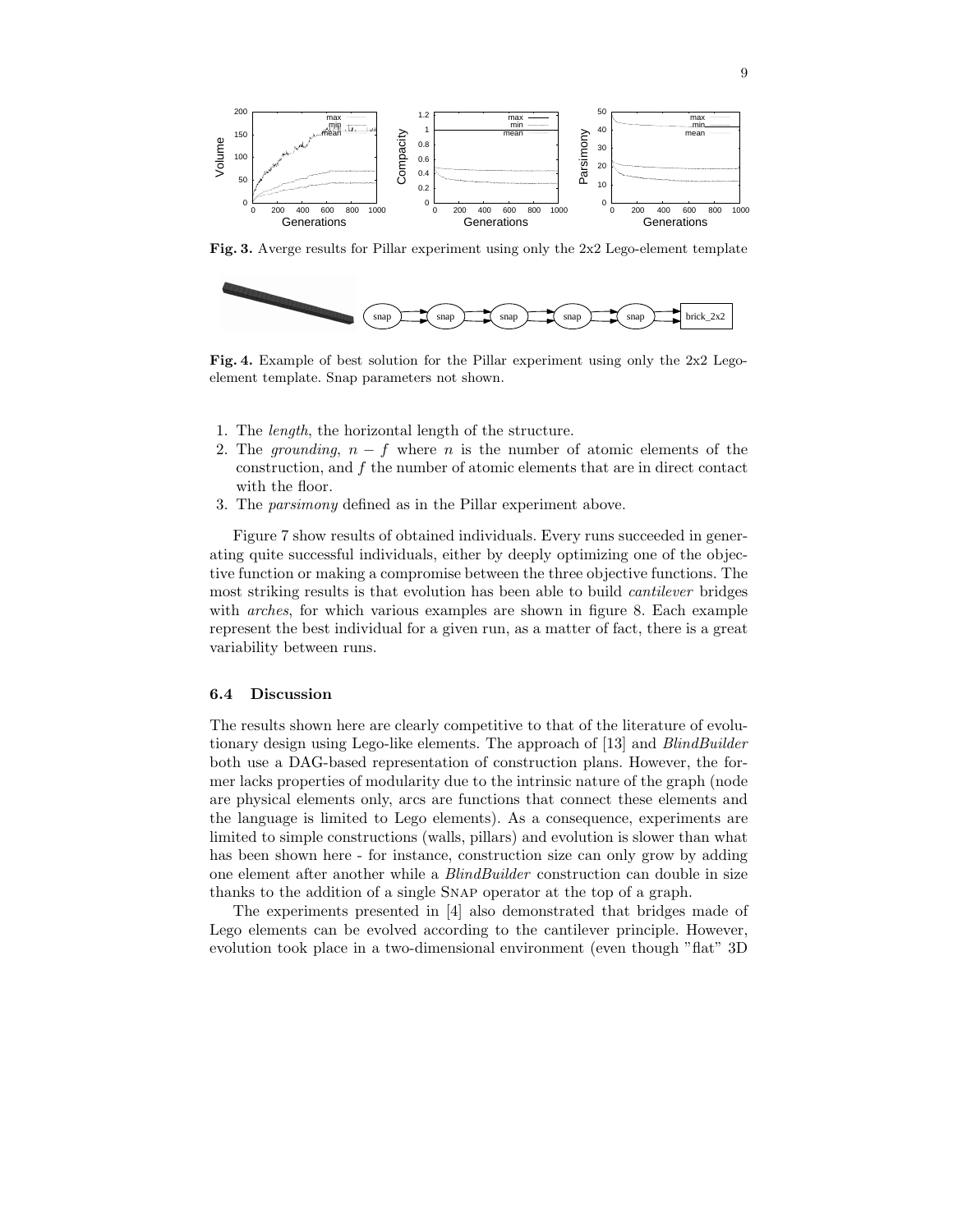**Fig. 3.** Averge results for Pillar experiment using only the 2x2 Lego-element template

**Fig. 4.** Example of best solution for the Pillar experiment using only the 2x2 Lego-element template. Snap parameters not shown.

1. The *length*, the horizontal length of the structure.
2. The *grounding*, $n - f$ where $n$ is the number of atomic elements of the construction, and $f$ the number of atomic elements that are in direct contact with the floor.
3. The *parsimony* defined as in the Pillar experiment above.

Figure 7 show results of obtained individuals. Every runs succeeded in generating quite successful individuals, either by deeply optimizing one of the objective function or making a compromise between the three objective functions. The most striking results is that evolution has been able to build *cantilever* bridges with *arches*, for which various examples are shown in figure 8. Each example represent the best individual for a given run, as a matter of fact, there is a great variability between runs.

### 6.4 Discussion

The results shown here are clearly competitive to that of the literature of evolutionary design using Lego-like elements. The approach of [13] and *BlindBuilder* both use a DAG-based representation of construction plans. However, the former lacks properties of modularity due to the intrinsic nature of the graph (node are physical elements only, arcs are functions that connect these elements and the language is limited to Lego elements). As a consequence, experiments are limited to simple constructions (walls, pillars) and evolution is slower than what has been shown here - for instance, construction size can only grow by adding one element after another while a *BlindBuilder* construction can double in size thanks to the addition of a single SNAP operator at the top of a graph.

The experiments presented in [4] also demonstrated that bridges made of Lego elements can be evolved according to the cantilever principle. However, evolution took place in a two-dimensional environment (even though "flat" 3D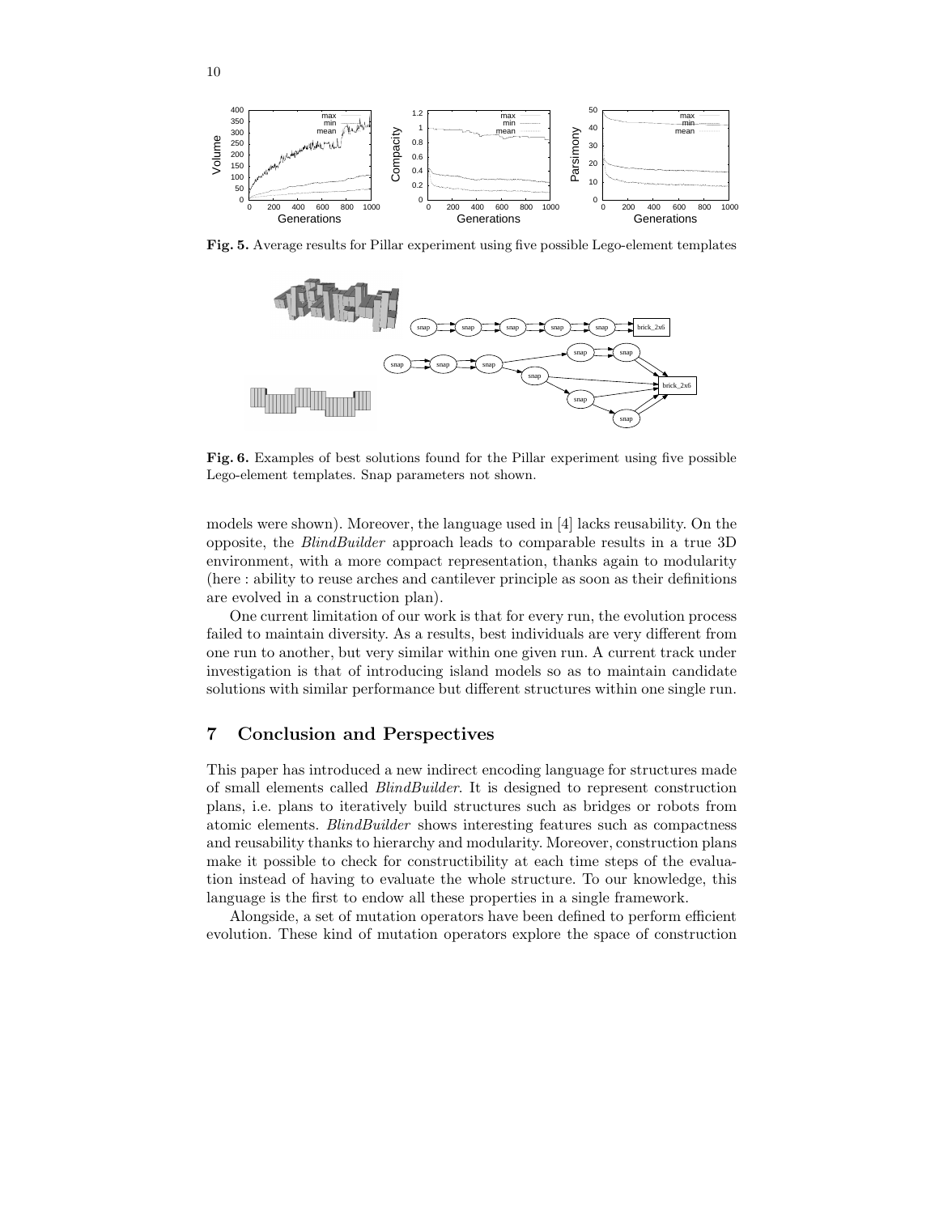**Fig. 5.** Average results for Pillar experiment using five possible Lego-element templates

**Fig. 6.** Examples of best solutions found for the Pillar experiment using five possible Lego-element templates. Snap parameters not shown.

models were shown). Moreover, the language used in [4] lacks reusability. On the opposite, the *BlindBuilder* approach leads to comparable results in a true 3D environment, with a more compact representation, thanks again to modularity (here : ability to reuse arches and cantilever principle as soon as their definitions are evolved in a construction plan).

One current limitation of our work is that for every run, the evolution process failed to maintain diversity. As a results, best individuals are very different from one run to another, but very similar within one given run. A current track under investigation is that of introducing island models so as to maintain candidate solutions with similar performance but different structures within one single run.

## 7 Conclusion and Perspectives

This paper has introduced a new indirect encoding language for structures made of small elements called *BlindBuilder*. It is designed to represent construction plans, i.e. plans to iteratively build structures such as bridges or robots from atomic elements. *BlindBuilder* shows interesting features such as compactness and reusability thanks to hierarchy and modularity. Moreover, construction plans make it possible to check for constructibility at each time steps of the evaluation instead of having to evaluate the whole structure. To our knowledge, this language is the first to endow all these properties in a single framework.

Alongside, a set of mutation operators have been defined to perform efficient evolution. These kind of mutation operators explore the space of construction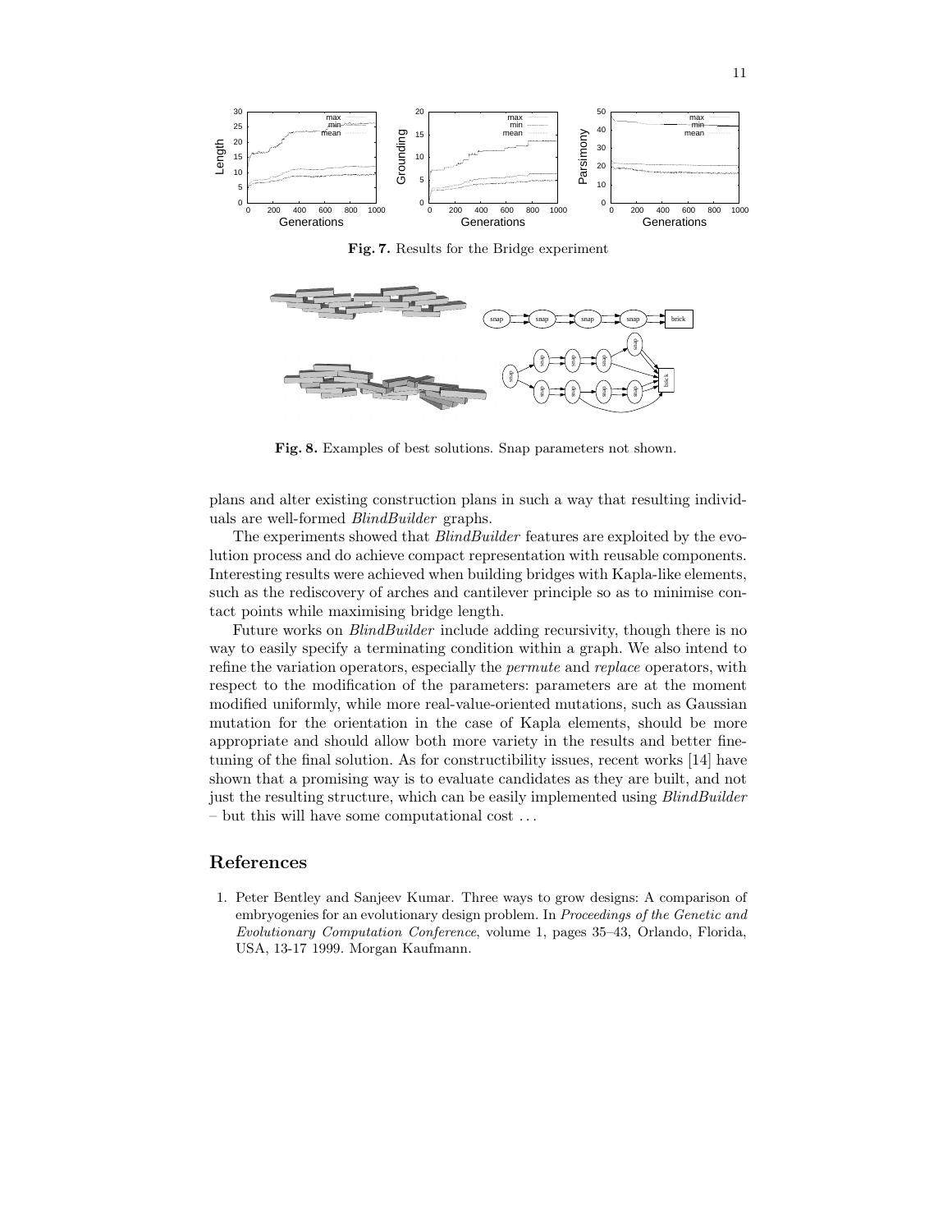**Fig. 7.** Results for the Bridge experiment

**Fig. 8.** Examples of best solutions. Snap parameters not shown.

plans and alter existing construction plans in such a way that resulting individuals are well-formed *BlindBuilder* graphs.

The experiments showed that *BlindBuilder* features are exploited by the evolution process and do achieve compact representation with reusable components. Interesting results were achieved when building bridges with Kapla-like elements, such as the rediscovery of arches and cantilever principle so as to minimise contact points while maximising bridge length.

Future works on *BlindBuilder* include adding recursivity, though there is no way to easily specify a terminating condition within a graph. We also intend to refine the variation operators, especially the *permute* and *replace* operators, with respect to the modification of the parameters: parameters are at the moment modified uniformly, while more real-value-oriented mutations, such as Gaussian mutation for the orientation in the case of Kapla elements, should be more appropriate and should allow both more variety in the results and better fine-tuning of the final solution. As for constructibility issues, recent works [14] have shown that a promising way is to evaluate candidates as they are built, and not just the resulting structure, which can be easily implemented using *BlindBuilder* – but this will have some computational cost ...

## References

1. Peter Bentley and Sanjeev Kumar. Three ways to grow designs: A comparison of embryogenies for an evolutionary design problem. In *Proceedings of the Genetic and Evolutionary Computation Conference*, volume 1, pages 35–43, Orlando, Florida, USA, 13-17 1999. Morgan Kaufmann.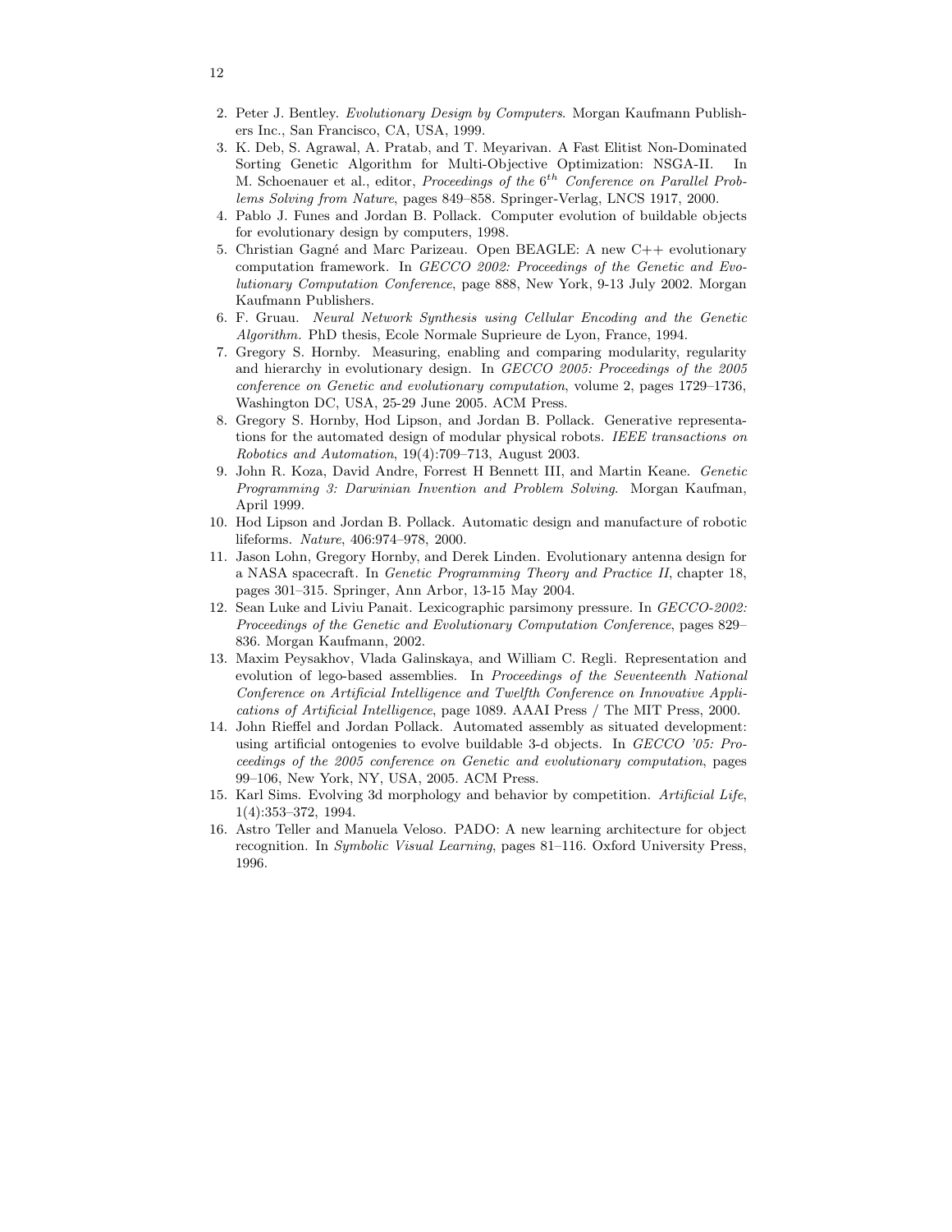2. Peter J. Bentley. *Evolutionary Design by Computers*. Morgan Kaufmann Publishers Inc., San Francisco, CA, USA, 1999.
3. K. Deb, S. Agrawal, A. Pratab, and T. Meyarivan. A Fast Elitist Non-Dominated Sorting Genetic Algorithm for Multi-Objective Optimization: NSGA-II. In M. Schoenauer et al., editor, *Proceedings of the $6^{th}$ Conference on Parallel Problems Solving from Nature*, pages 849–858. Springer-Verlag, LNCS 1917, 2000.
4. Pablo J. Funes and Jordan B. Pollack. Computer evolution of buildable objects for evolutionary design by computers, 1998.
5. Christian Gagné and Marc Parizeau. Open BEAGLE: A new C++ evolutionary computation framework. In *GECCO 2002: Proceedings of the Genetic and Evolutionary Computation Conference*, page 888, New York, 9-13 July 2002. Morgan Kaufmann Publishers.
6. F. Gruau. *Neural Network Synthesis using Cellular Encoding and the Genetic Algorithm.* PhD thesis, Ecole Normale Suprieure de Lyon, France, 1994.
7. Gregory S. Hornby. Measuring, enabling and comparing modularity, regularity and hierarchy in evolutionary design. In *GECCO 2005: Proceedings of the 2005 conference on Genetic and evolutionary computation*, volume 2, pages 1729–1736, Washington DC, USA, 25-29 June 2005. ACM Press.
8. Gregory S. Hornby, Hod Lipson, and Jordan B. Pollack. Generative representations for the automated design of modular physical robots. *IEEE transactions on Robotics and Automation*, 19(4):709–713, August 2003.
9. John R. Koza, David Andre, Forrest H Bennett III, and Martin Keane. *Genetic Programming 3: Darwinian Invention and Problem Solving*. Morgan Kaufman, April 1999.
10. Hod Lipson and Jordan B. Pollack. Automatic design and manufacture of robotic lifeforms. *Nature*, 406:974–978, 2000.
11. Jason Lohn, Gregory Hornby, and Derek Linden. Evolutionary antenna design for a NASA spacecraft. In *Genetic Programming Theory and Practice II*, chapter 18, pages 301–315. Springer, Ann Arbor, 13-15 May 2004.
12. Sean Luke and Liviu Panait. Lexicographic parsimony pressure. In *GECCO-2002: Proceedings of the Genetic and Evolutionary Computation Conference*, pages 829–836. Morgan Kaufmann, 2002.
13. Maxim Peysakhov, Vlada Galinskaya, and William C. Regli. Representation and evolution of lego-based assemblies. In *Proceedings of the Seventeenth National Conference on Artificial Intelligence and Twelfth Conference on Innovative Applications of Artificial Intelligence*, page 1089. AAAI Press / The MIT Press, 2000.
14. John Rieffel and Jordan Pollack. Automated assembly as situated development: using artificial ontogenies to evolve buildable 3-d objects. In *GECCO '05: Proceedings of the 2005 conference on Genetic and evolutionary computation*, pages 99–106, New York, NY, USA, 2005. ACM Press.
15. Karl Sims. Evolving 3d morphology and behavior by competition. *Artificial Life*, 1(4):353–372, 1994.
16. Astro Teller and Manuela Veloso. PADO: A new learning architecture for object recognition. In *Symbolic Visual Learning*, pages 81–116. Oxford University Press, 1996.